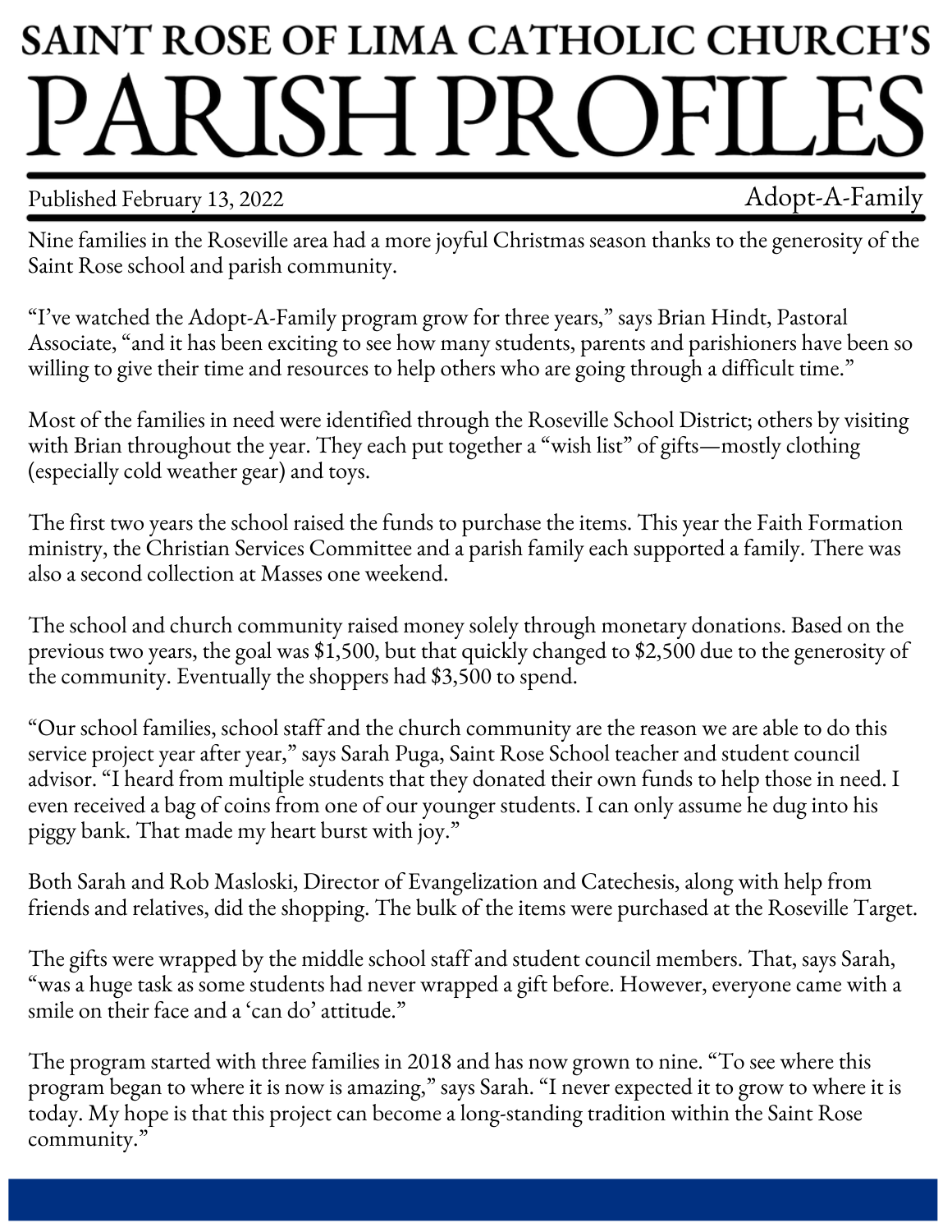# SAINT ROSE OF LIMA CATHOLIC CHURCH'S PARISH PROFILES

Published February 13, 2022

## Adopt-A-Family

Nine families in the Roseville area had a more joyful Christmas season thanks to the generosity of the Saint Rose school and parish community.

"I've watched the Adopt-A-Family program grow for three years," says Brian Hindt, Pastoral Associate, "and it has been exciting to see how many students, parents and parishioners have been so willing to give their time and resources to help others who are going through a difficult time."

Most of the families in need were identified through the Roseville School District; others by visiting with Brian throughout the year. They each put together a "wish list" of gifts—mostly clothing (especially cold weather gear) and toys.

The first two years the school raised the funds to purchase the items. This year the Faith Formation ministry, the Christian Services Committee and a parish family each supported a family. There was also a second collection at Masses one weekend.

The school and church community raised money solely through monetary donations. Based on the previous two years, the goal was $1,500, but that quickly changed to $2,500 due to the generosity of the community. Eventually the shoppers had $3,500 to spend.

"Our school families, school staff and the church community are the reason we are able to do this service project year after year," says Sarah Puga, Saint Rose School teacher and student council advisor. "I heard from multiple students that they donated their own funds to help those in need. I even received a bag of coins from one of our younger students. I can only assume he dug into his piggy bank. That made my heart burst with joy."

Both Sarah and Rob Masloski, Director of Evangelization and Catechesis, along with help from friends and relatives, did the shopping. The bulk of the items were purchased at the Roseville Target.

The gifts were wrapped by the middle school staff and student council members. That, says Sarah, "was a huge task as some students had never wrapped a gift before. However, everyone came with a smile on their face and a 'can do' attitude."

The program started with three families in 2018 and has now grown to nine. "To see where this program began to where it is now is amazing," says Sarah. "I never expected it to grow to where it is today. My hope is that this project can become a long-standing tradition within the Saint Rose community."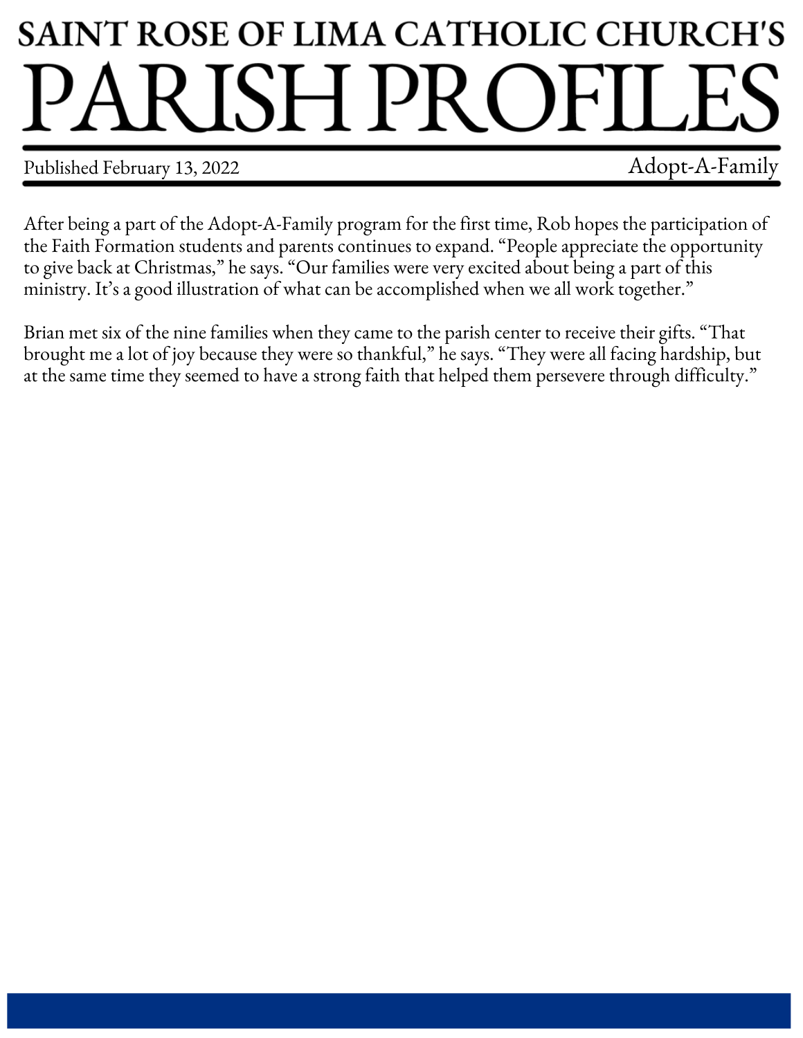After being a part of the Adopt-A-Family program for the first time, Rob hopes the participation of the Faith Formation students and parents continues to expand. “People appreciate the opportunity to give back at Christmas,” he says. “Our families were very excited about being a part of this ministry. It’s a good illustration of what can be accomplished when we all work together.”

Brian met six of the nine families when they came to the parish center to receive their gifts. “That brought me a lot of joy because they were so thankful,” he says. “They were all facing hardship, but at the same time they seemed to have a strong faith that helped them persevere through difficulty.”